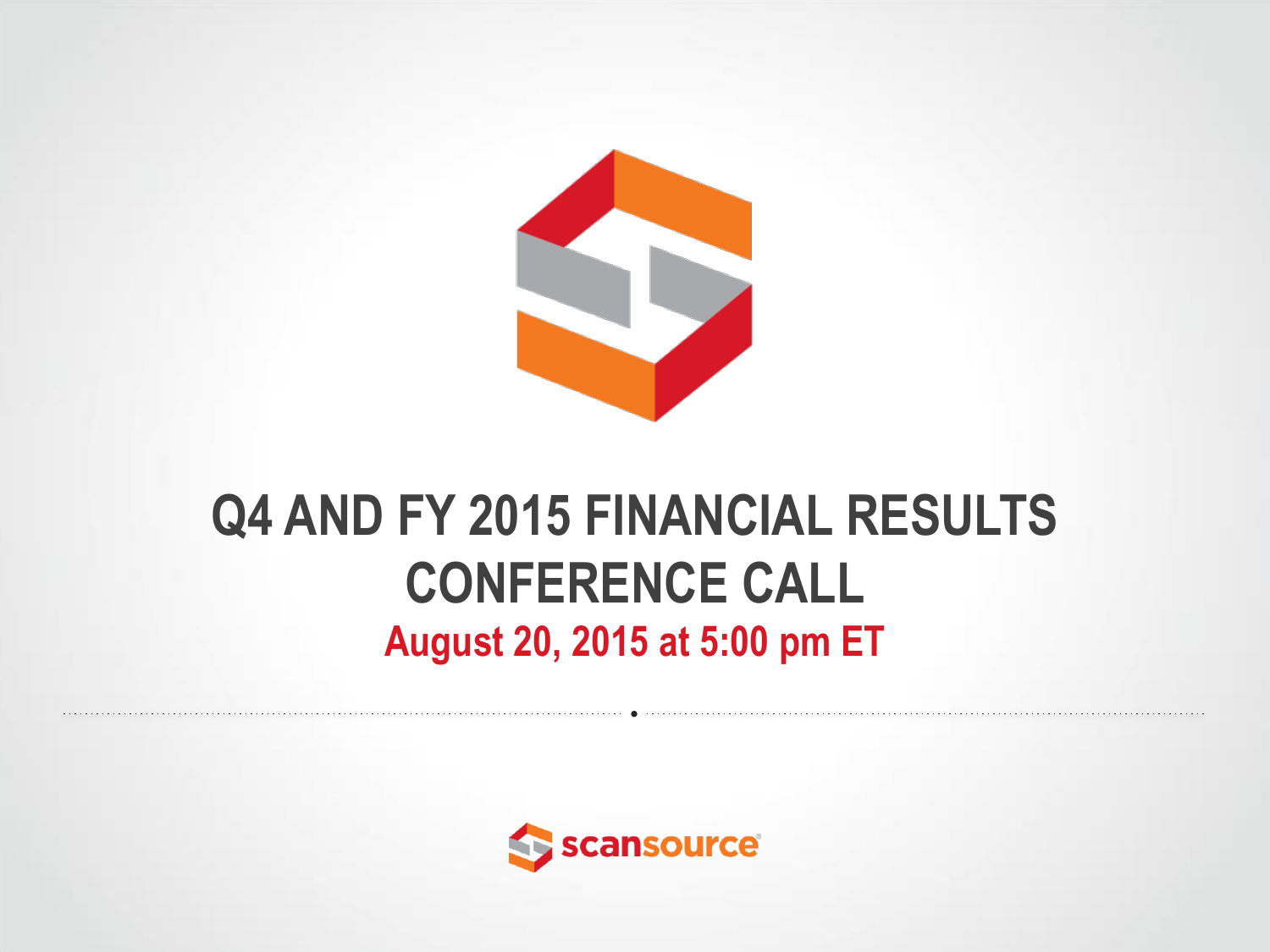# Q4 AND FY 2015 FINANCIAL RESULTS CONFERENCE CALL

**August 20, 2015 at 5:00 pm ET**

scansource®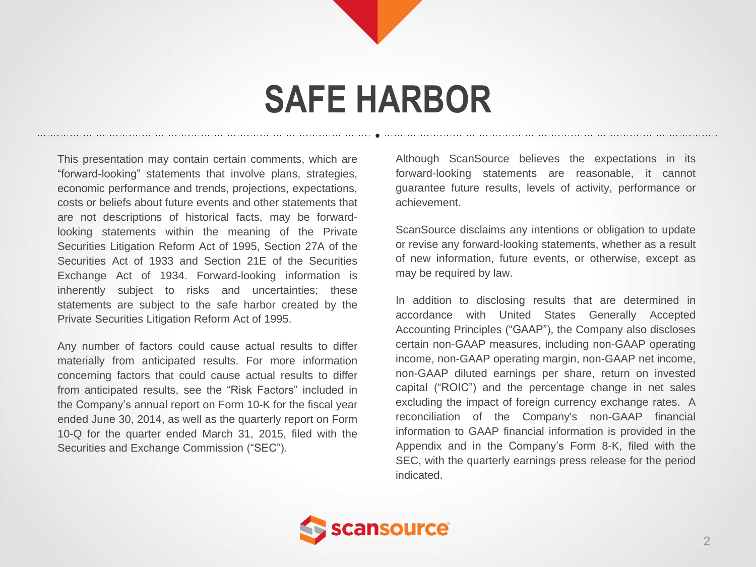# SAFE HARBOR

This presentation may contain certain comments, which are "forward-looking" statements that involve plans, strategies, economic performance and trends, projections, expectations, costs or beliefs about future events and other statements that are not descriptions of historical facts, may be forward-looking statements within the meaning of the Private Securities Litigation Reform Act of 1995, Section 27A of the Securities Act of 1933 and Section 21E of the Securities Exchange Act of 1934. Forward-looking information is inherently subject to risks and uncertainties; these statements are subject to the safe harbor created by the Private Securities Litigation Reform Act of 1995.

Any number of factors could cause actual results to differ materially from anticipated results. For more information concerning factors that could cause actual results to differ from anticipated results, see the "Risk Factors" included in the Company's annual report on Form 10-K for the fiscal year ended June 30, 2014, as well as the quarterly report on Form 10-Q for the quarter ended March 31, 2015, filed with the Securities and Exchange Commission ("SEC").

Although ScanSource believes the expectations in its forward-looking statements are reasonable, it cannot guarantee future results, levels of activity, performance or achievement.

ScanSource disclaims any intentions or obligation to update or revise any forward-looking statements, whether as a result of new information, future events, or otherwise, except as may be required by law.

In addition to disclosing results that are determined in accordance with United States Generally Accepted Accounting Principles ("GAAP"), the Company also discloses certain non-GAAP measures, including non-GAAP operating income, non-GAAP operating margin, non-GAAP net income, non-GAAP diluted earnings per share, return on invested capital ("ROIC") and the percentage change in net sales excluding the impact of foreign currency exchange rates. A reconciliation of the Company's non-GAAP financial information to GAAP financial information is provided in the Appendix and in the Company's Form 8-K, filed with the SEC, with the quarterly earnings press release for the period indicated.

scansource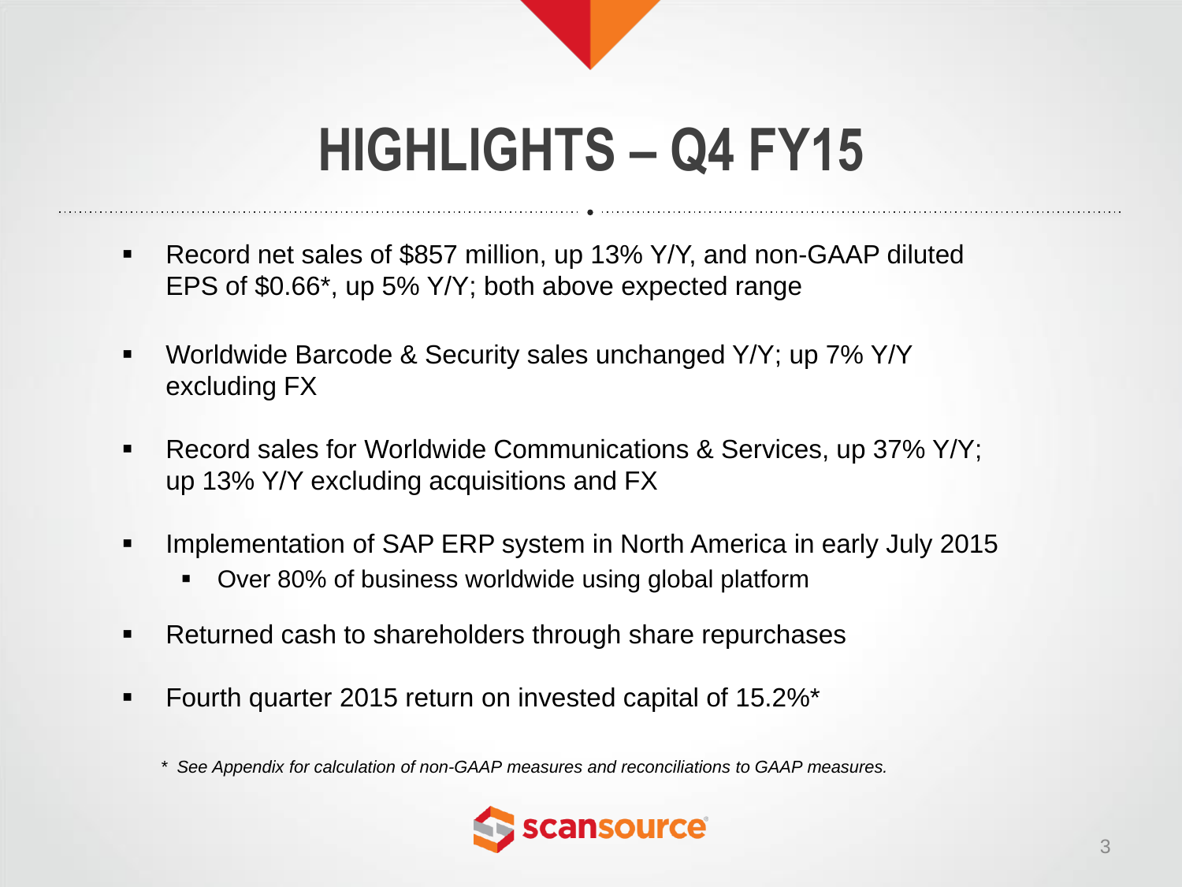# HIGHLIGHTS – Q4 FY15

- Record net sales of $857 million, up 13% Y/Y, and non-GAAP diluted EPS of $0.66*, up 5% Y/Y; both above expected range
- Worldwide Barcode & Security sales unchanged Y/Y; up 7% Y/Y excluding FX
- Record sales for Worldwide Communications & Services, up 37% Y/Y; up 13% Y/Y excluding acquisitions and FX
- Implementation of SAP ERP system in North America in early July 2015
  - Over 80% of business worldwide using global platform
- Returned cash to shareholders through share repurchases
- Fourth quarter 2015 return on invested capital of 15.2%*

*\* See Appendix for calculation of non-GAAP measures and reconciliations to GAAP measures.*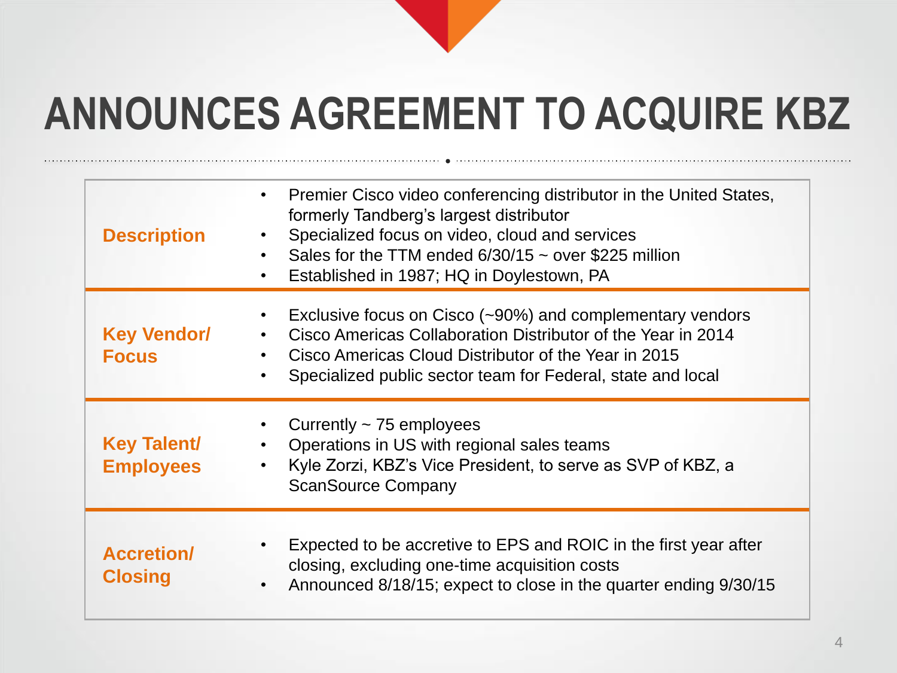# ANNOUNCES AGREEMENT TO ACQUIRE KBZ

| | |
|---|---|
| **Description** | • Premier Cisco video conferencing distributor in the United States, formerly Tandberg's largest distributor<br>• Specialized focus on video, cloud and services<br>• Sales for the TTM ended 6/30/15 ~ over $225 million<br>• Established in 1987; HQ in Doylestown, PA |
| **Key Vendor/ Focus** | • Exclusive focus on Cisco (~90%) and complementary vendors<br>• Cisco Americas Collaboration Distributor of the Year in 2014<br>• Cisco Americas Cloud Distributor of the Year in 2015<br>• Specialized public sector team for Federal, state and local |
| **Key Talent/ Employees** | • Currently ~ 75 employees<br>• Operations in US with regional sales teams<br>• Kyle Zorzi, KBZ's Vice President, to serve as SVP of KBZ, a ScanSource Company |
| **Accretion/ Closing** | • Expected to be accretive to EPS and ROIC in the first year after closing, excluding one-time acquisition costs<br>• Announced 8/18/15; expect to close in the quarter ending 9/30/15 |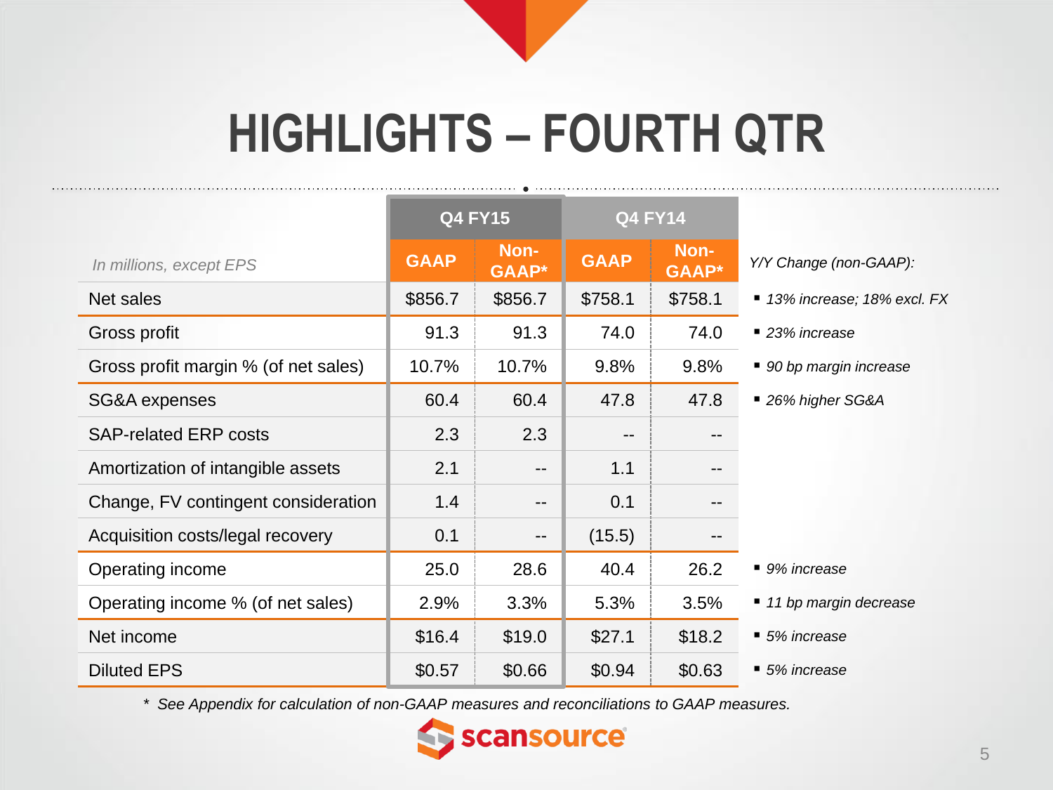# HIGHLIGHTS – FOURTH QTR

| *In millions, except EPS* | Q4 FY15 | | Q4 FY14 | | *Y/Y Change (non-GAAP):* |
|---|---|---|---|---|---|
| | GAAP | Non-GAAP* | GAAP | Non-GAAP* | |
| Net sales | $856.7 | $856.7 | $758.1 | $758.1 | *13% increase; 18% excl. FX* |
| Gross profit | 91.3 | 91.3 | 74.0 | 74.0 | *23% increase* |
| Gross profit margin % (of net sales) | 10.7% | 10.7% | 9.8% | 9.8% | *90 bp margin increase* |
| SG&A expenses | 60.4 | 60.4 | 47.8 | 47.8 | *26% higher SG&A* |
| SAP-related ERP costs | 2.3 | 2.3 | -- | -- | |
| Amortization of intangible assets | 2.1 | -- | 1.1 | -- | |
| Change, FV contingent consideration | 1.4 | -- | 0.1 | -- | |
| Acquisition costs/legal recovery | 0.1 | -- | (15.5) | -- | |
| Operating income | 25.0 | 28.6 | 40.4 | 26.2 | *9% increase* |
| Operating income % (of net sales) | 2.9% | 3.3% | 5.3% | 3.5% | *11 bp margin decrease* |
| Net income | $16.4 | $19.0 | $27.1 | $18.2 | *5% increase* |
| Diluted EPS | $0.57 | $0.66 | $0.94 | $0.63 | *5% increase* |

*\* See Appendix for calculation of non-GAAP measures and reconciliations to GAAP measures.*

scansource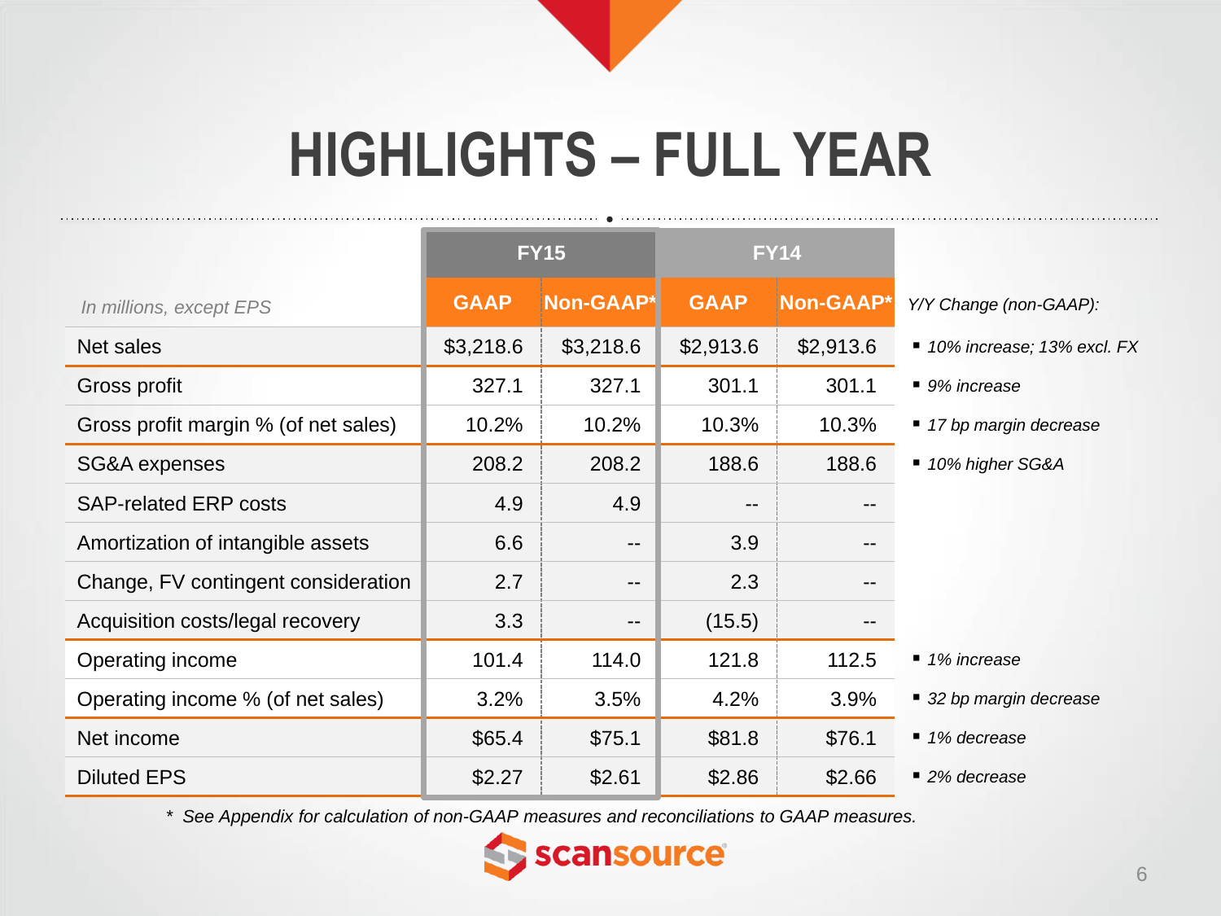# HIGHLIGHTS – FULL YEAR

| *In millions, except EPS* | FY15 | | FY14 | | |
|---|---|---|---|---|---|
| | GAAP | Non-GAAP* | GAAP | Non-GAAP* | *Y/Y Change (non-GAAP):* |
| Net sales | $3,218.6 | $3,218.6 | $2,913.6 | $2,913.6 | ▪ *10% increase; 13% excl. FX* |
| Gross profit | 327.1 | 327.1 | 301.1 | 301.1 | ▪ *9% increase* |
| Gross profit margin % (of net sales) | 10.2% | 10.2% | 10.3% | 10.3% | ▪ *17 bp margin decrease* |
| SG&A expenses | 208.2 | 208.2 | 188.6 | 188.6 | ▪ *10% higher SG&A* |
| SAP-related ERP costs | 4.9 | 4.9 | -- | -- | |
| Amortization of intangible assets | 6.6 | -- | 3.9 | -- | |
| Change, FV contingent consideration | 2.7 | -- | 2.3 | -- | |
| Acquisition costs/legal recovery | 3.3 | -- | (15.5) | -- | |
| Operating income | 101.4 | 114.0 | 121.8 | 112.5 | ▪ *1% increase* |
| Operating income % (of net sales) | 3.2% | 3.5% | 4.2% | 3.9% | ▪ *32 bp margin decrease* |
| Net income | $65.4 | $75.1 | $81.8 | $76.1 | ▪ *1% decrease* |
| Diluted EPS | $2.27 | $2.61 | $2.86 | $2.66 | ▪ *2% decrease* |

*\* See Appendix for calculation of non-GAAP measures and reconciliations to GAAP measures.*

scansource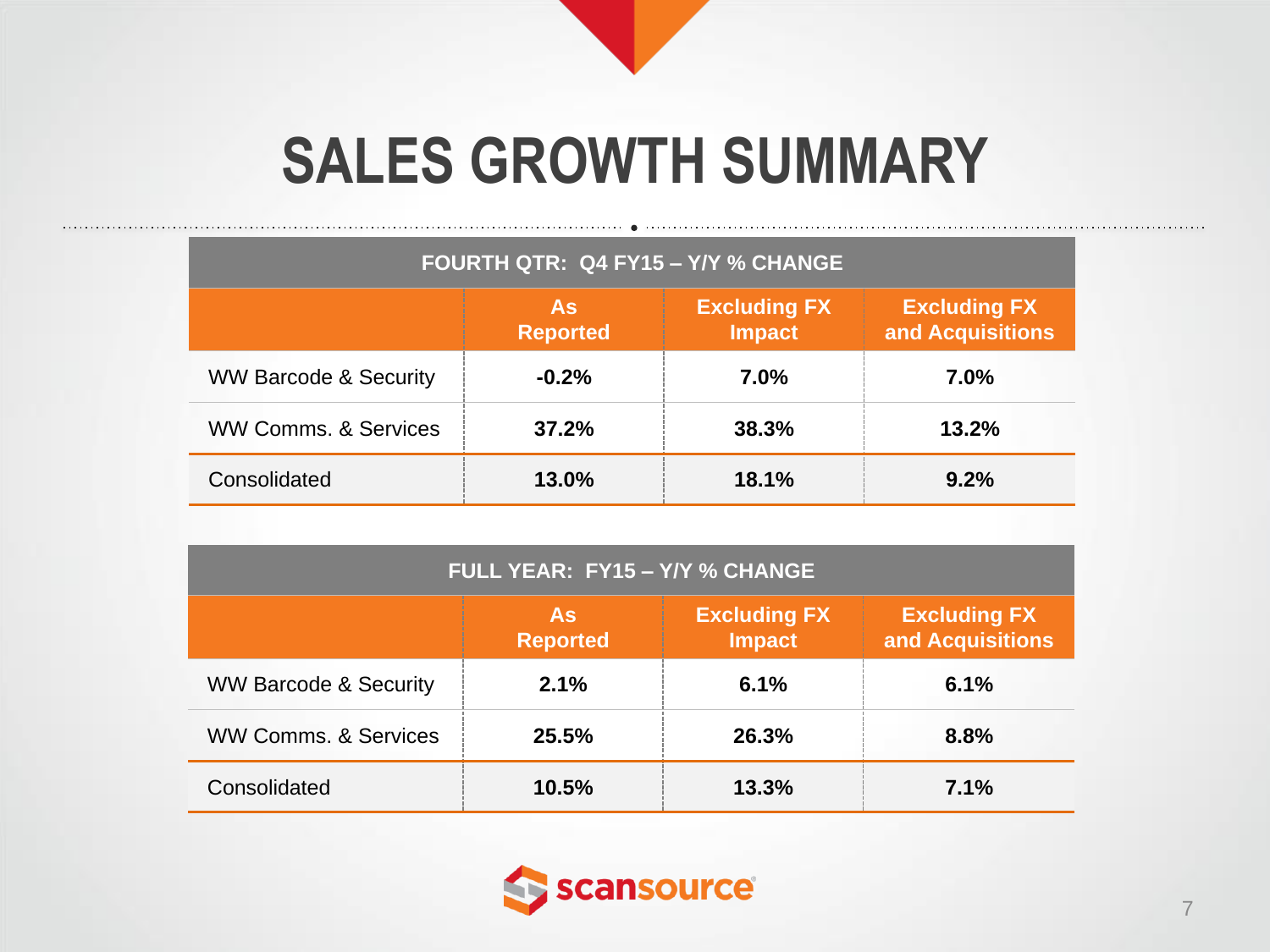# SALES GROWTH SUMMARY

| FOURTH QTR: Q4 FY15 – Y/Y % CHANGE | | | |
|---|---|---|---|
| | As Reported | Excluding FX Impact | Excluding FX and Acquisitions |
| WW Barcode & Security | -0.2% | 7.0% | 7.0% |
| WW Comms. & Services | 37.2% | 38.3% | 13.2% |
| Consolidated | 13.0% | 18.1% | 9.2% |

| FULL YEAR: FY15 – Y/Y % CHANGE | | | |
|---|---|---|---|
| | As Reported | Excluding FX Impact | Excluding FX and Acquisitions |
| WW Barcode & Security | 2.1% | 6.1% | 6.1% |
| WW Comms. & Services | 25.5% | 26.3% | 8.8% |
| Consolidated | 10.5% | 13.3% | 7.1% |

scansource®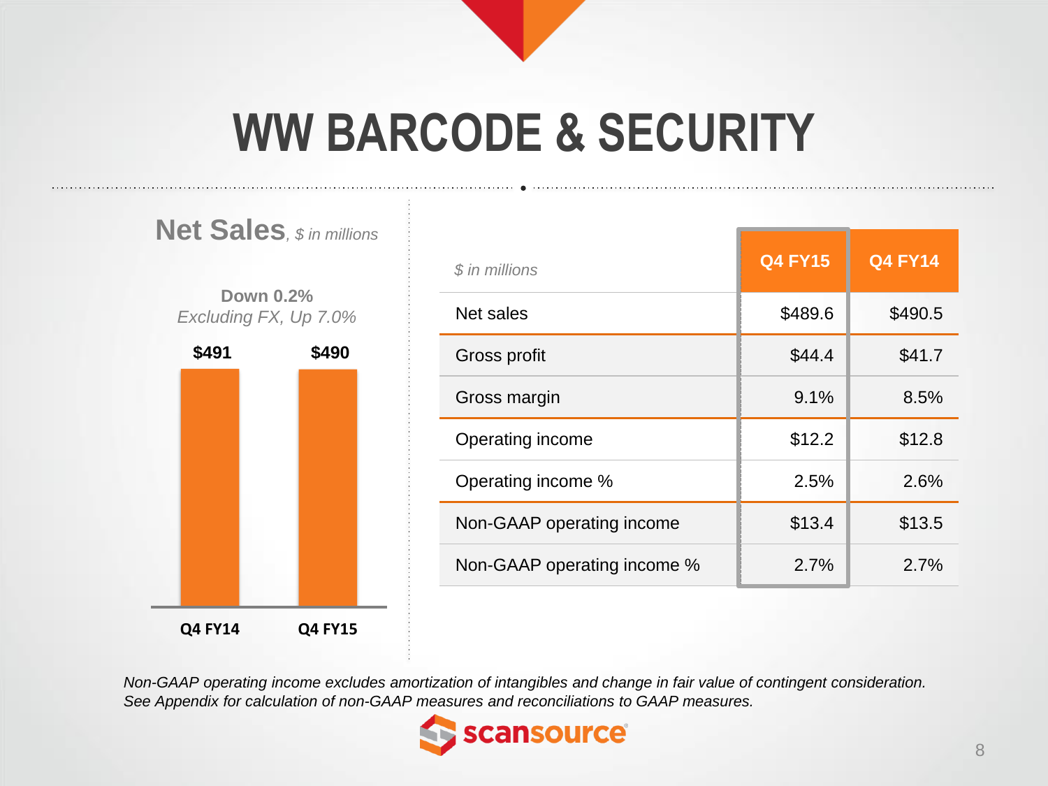# WW BARCODE & SECURITY

## Net Sales, *$ in millions*

**Down 0.2%**
*Excluding FX, Up 7.0%*

| Q4 FY14 | Q4 FY15 |
|---|---|
| $491 | $490 |

| *$ in millions* | Q4 FY15 | Q4 FY14 |
|---|---|---|
| Net sales | $489.6 | $490.5 |
| Gross profit | $44.4 | $41.7 |
| Gross margin | 9.1% | 8.5% |
| Operating income | $12.2 | $12.8 |
| Operating income % | 2.5% | 2.6% |
| Non-GAAP operating income | $13.4 | $13.5 |
| Non-GAAP operating income % | 2.7% | 2.7% |

*Non-GAAP operating income excludes amortization of intangibles and change in fair value of contingent consideration. See Appendix for calculation of non-GAAP measures and reconciliations to GAAP measures.*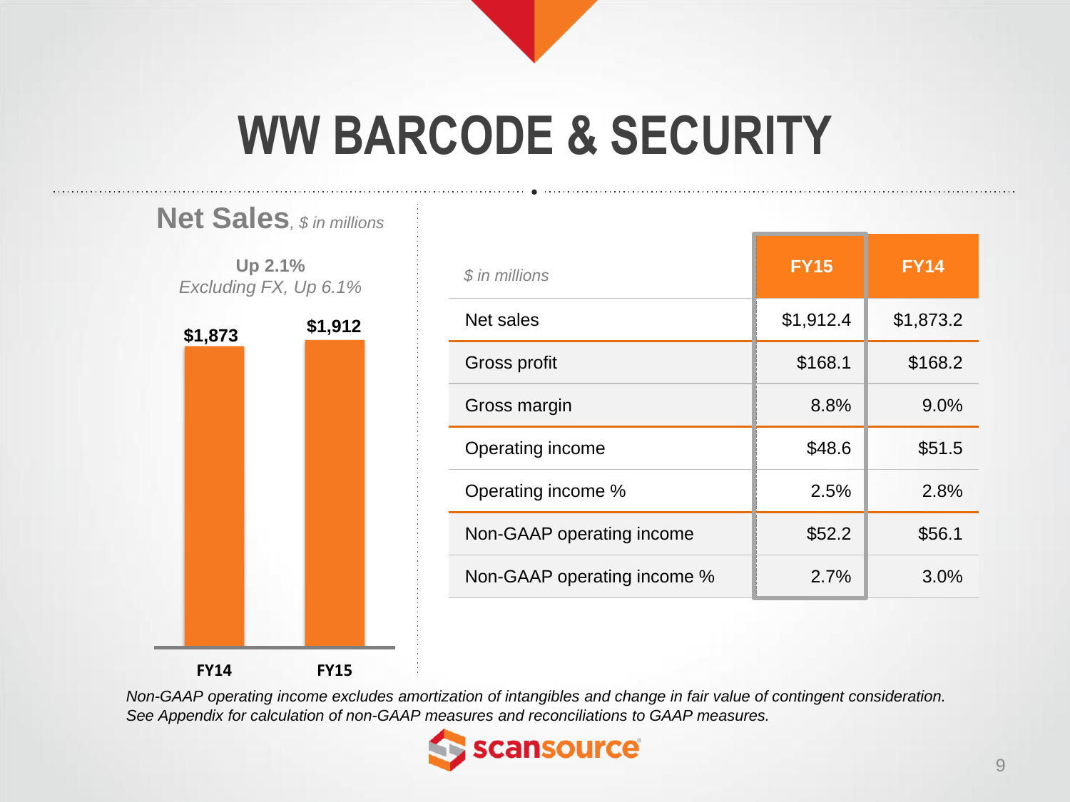# WW BARCODE & SECURITY

## Net Sales, *$ in millions*

**Up 2.1%**
*Excluding FX, Up 6.1%*

| | FY14 | FY15 |
|---|---|---|
| Net Sales | $1,873 | $1,912 |

| *$ in millions* | FY15 | FY14 |
|---|---|---|
| Net sales | $1,912.4 | $1,873.2 |
| Gross profit | $168.1 | $168.2 |
| Gross margin | 8.8% | 9.0% |
| Operating income | $48.6 | $51.5 |
| Operating income % | 2.5% | 2.8% |
| Non-GAAP operating income | $52.2 | $56.1 |
| Non-GAAP operating income % | 2.7% | 3.0% |

*Non-GAAP operating income excludes amortization of intangibles and change in fair value of contingent consideration.*
*See Appendix for calculation of non-GAAP measures and reconciliations to GAAP measures.*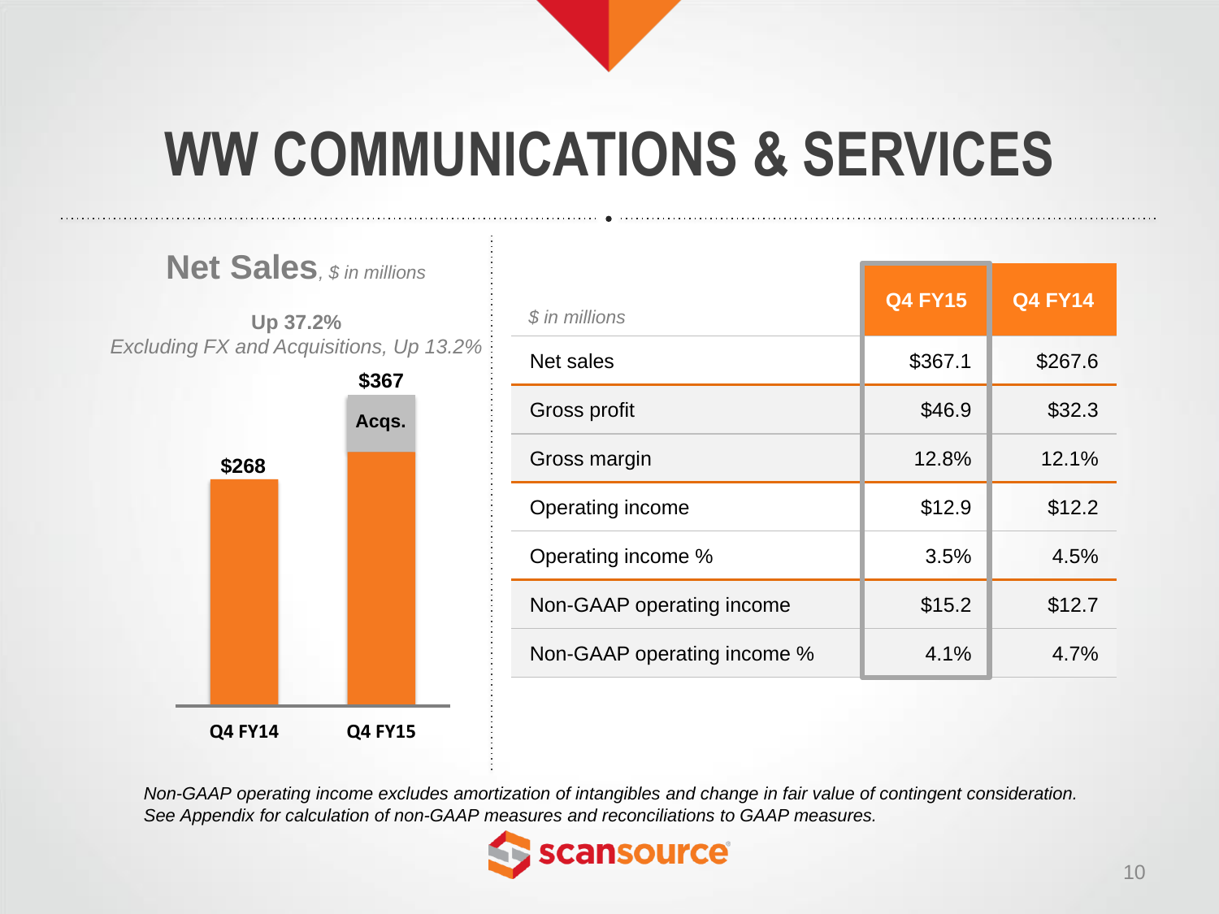# WW COMMUNICATIONS & SERVICES

## Net Sales, *$ in millions*

**Up 37.2%**

*Excluding FX and Acquisitions, Up 13.2%*

| | Q4 FY14 | Q4 FY15 |
|---|---|---|
| Net Sales | $268 | $367 (incl. Acqs.) |

| *$ in millions* | Q4 FY15 | Q4 FY14 |
|---|---|---|
| Net sales | $367.1 | $267.6 |
| Gross profit | $46.9 | $32.3 |
| Gross margin | 12.8% | 12.1% |
| Operating income | $12.9 | $12.2 |
| Operating income % | 3.5% | 4.5% |
| Non-GAAP operating income | $15.2 | $12.7 |
| Non-GAAP operating income % | 4.1% | 4.7% |

*Non-GAAP operating income excludes amortization of intangibles and change in fair value of contingent consideration. See Appendix for calculation of non-GAAP measures and reconciliations to GAAP measures.*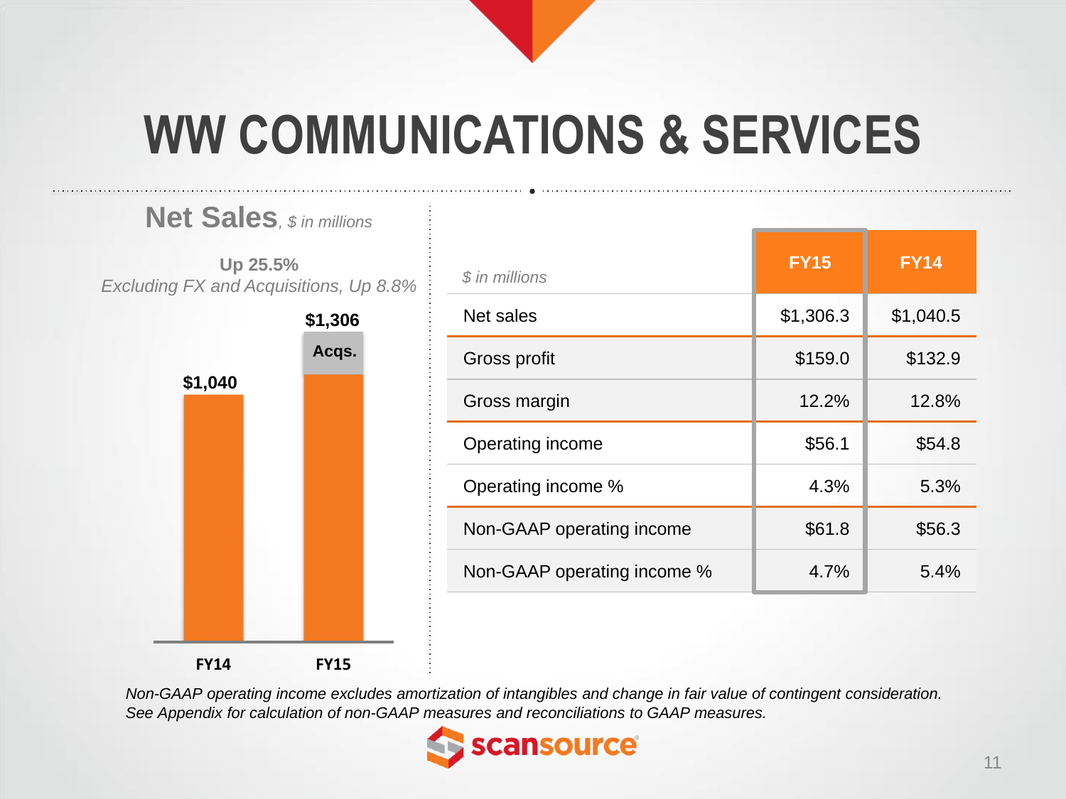# WW COMMUNICATIONS & SERVICES

## Net Sales, *$ in millions*

**Up 25.5%**
*Excluding FX and Acquisitions, Up 8.8%*

| | FY14 | FY15 |
|---|---|---|
| Net Sales | $1,040 | $1,306 (incl. Acqs.) |

| *$ in millions* | FY15 | FY14 |
|---|---|---|
| Net sales | $1,306.3 | $1,040.5 |
| Gross profit | $159.0 | $132.9 |
| Gross margin | 12.2% | 12.8% |
| Operating income | $56.1 | $54.8 |
| Operating income % | 4.3% | 5.3% |
| Non-GAAP operating income | $61.8 | $56.3 |
| Non-GAAP operating income % | 4.7% | 5.4% |

*Non-GAAP operating income excludes amortization of intangibles and change in fair value of contingent consideration. See Appendix for calculation of non-GAAP measures and reconciliations to GAAP measures.*

scansource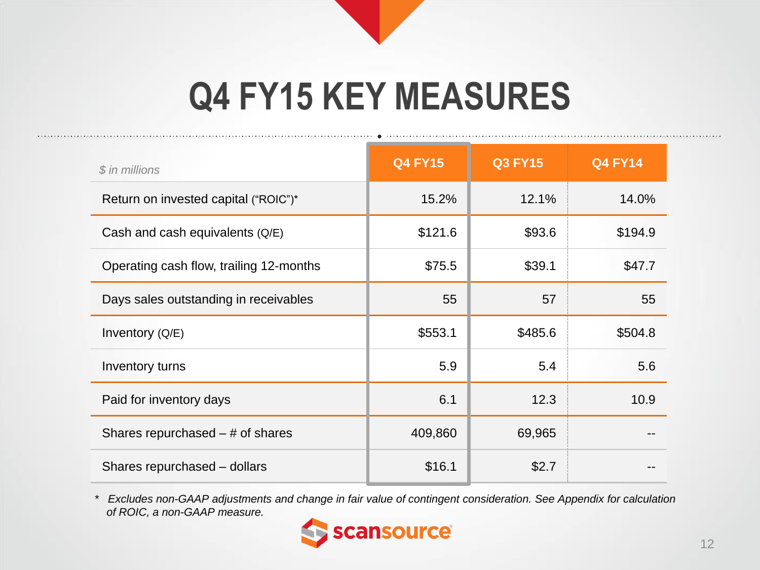# Q4 FY15 KEY MEASURES

| *$ in millions* | Q4 FY15 | Q3 FY15 | Q4 FY14 |
|---|---|---|---|
| Return on invested capital ("ROIC")* | 15.2% | 12.1% | 14.0% |
| Cash and cash equivalents (Q/E) | $121.6 | $93.6 | $194.9 |
| Operating cash flow, trailing 12-months | $75.5 | $39.1 | $47.7 |
| Days sales outstanding in receivables | 55 | 57 | 55 |
| Inventory (Q/E) | $553.1 | $485.6 | $504.8 |
| Inventory turns | 5.9 | 5.4 | 5.6 |
| Paid for inventory days | 6.1 | 12.3 | 10.9 |
| Shares repurchased – # of shares | 409,860 | 69,965 | -- |
| Shares repurchased – dollars | $16.1 | $2.7 | -- |

\* *Excludes non-GAAP adjustments and change in fair value of contingent consideration. See Appendix for calculation of ROIC, a non-GAAP measure.*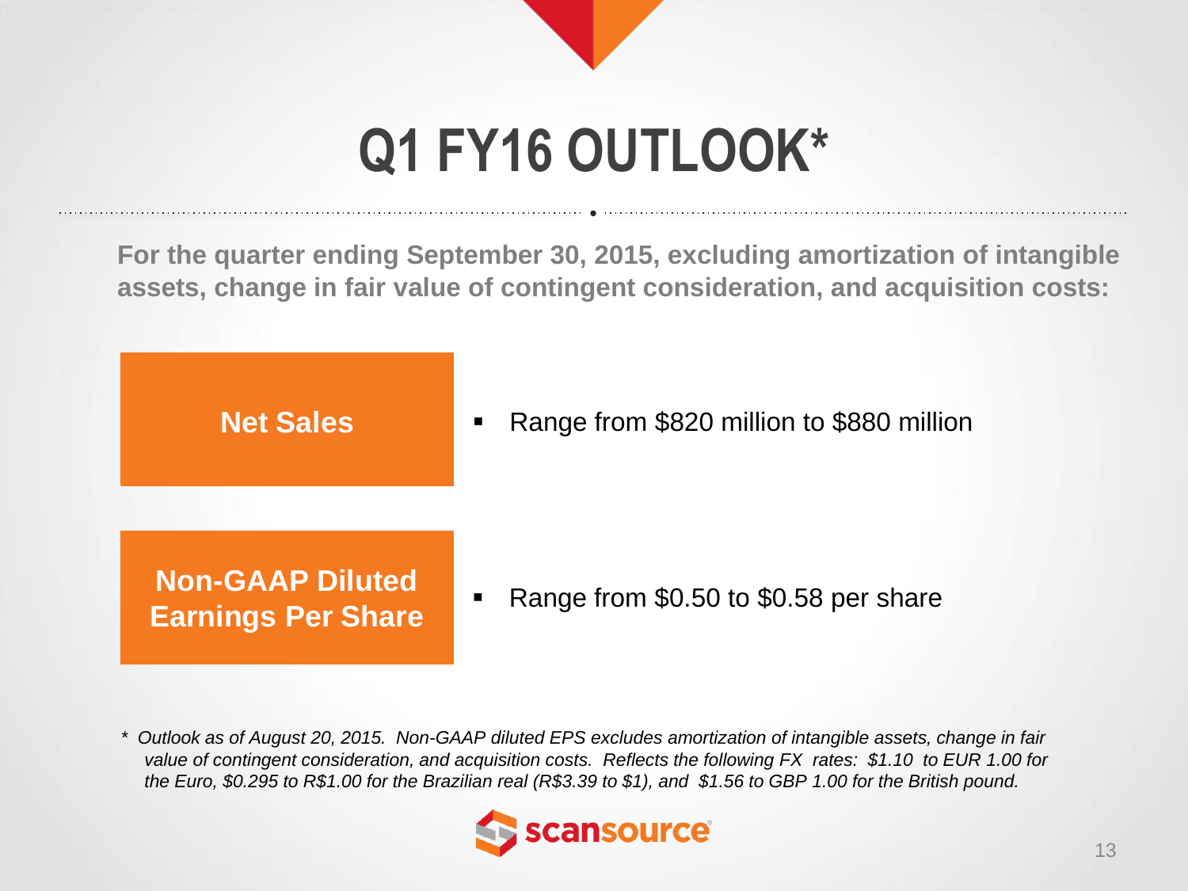# Q1 FY16 OUTLOOK*

**For the quarter ending September 30, 2015, excluding amortization of intangible assets, change in fair value of contingent consideration, and acquisition costs:**

| | |
|---|---|
| **Net Sales** | Range from $820 million to $880 million |
| **Non-GAAP Diluted Earnings Per Share** | Range from $0.50 to $0.58 per share |

*\* Outlook as of August 20, 2015. Non-GAAP diluted EPS excludes amortization of intangible assets, change in fair value of contingent consideration, and acquisition costs. Reflects the following FX rates: $1.10 to EUR 1.00 for the Euro, $0.295 to R$1.00 for the Brazilian real (R$3.39 to $1), and $1.56 to GBP 1.00 for the British pound.*

scansource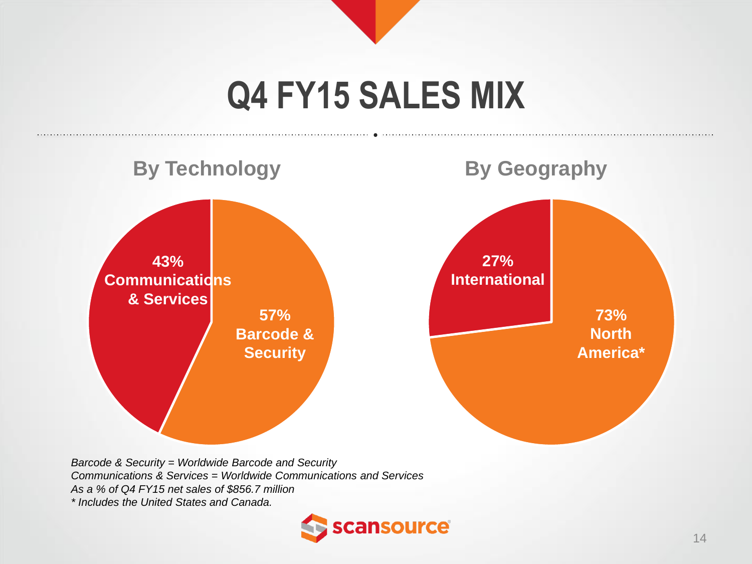# Q4 FY15 SALES MIX

## By Technology

- 43% Communications & Services
- 57% Barcode & Security

## By Geography

- 27% International
- 73% North America*

*Barcode & Security = Worldwide Barcode and Security*
*Communications & Services = Worldwide Communications and Services*
*As a % of Q4 FY15 net sales of $856.7 million*
** Includes the United States and Canada.*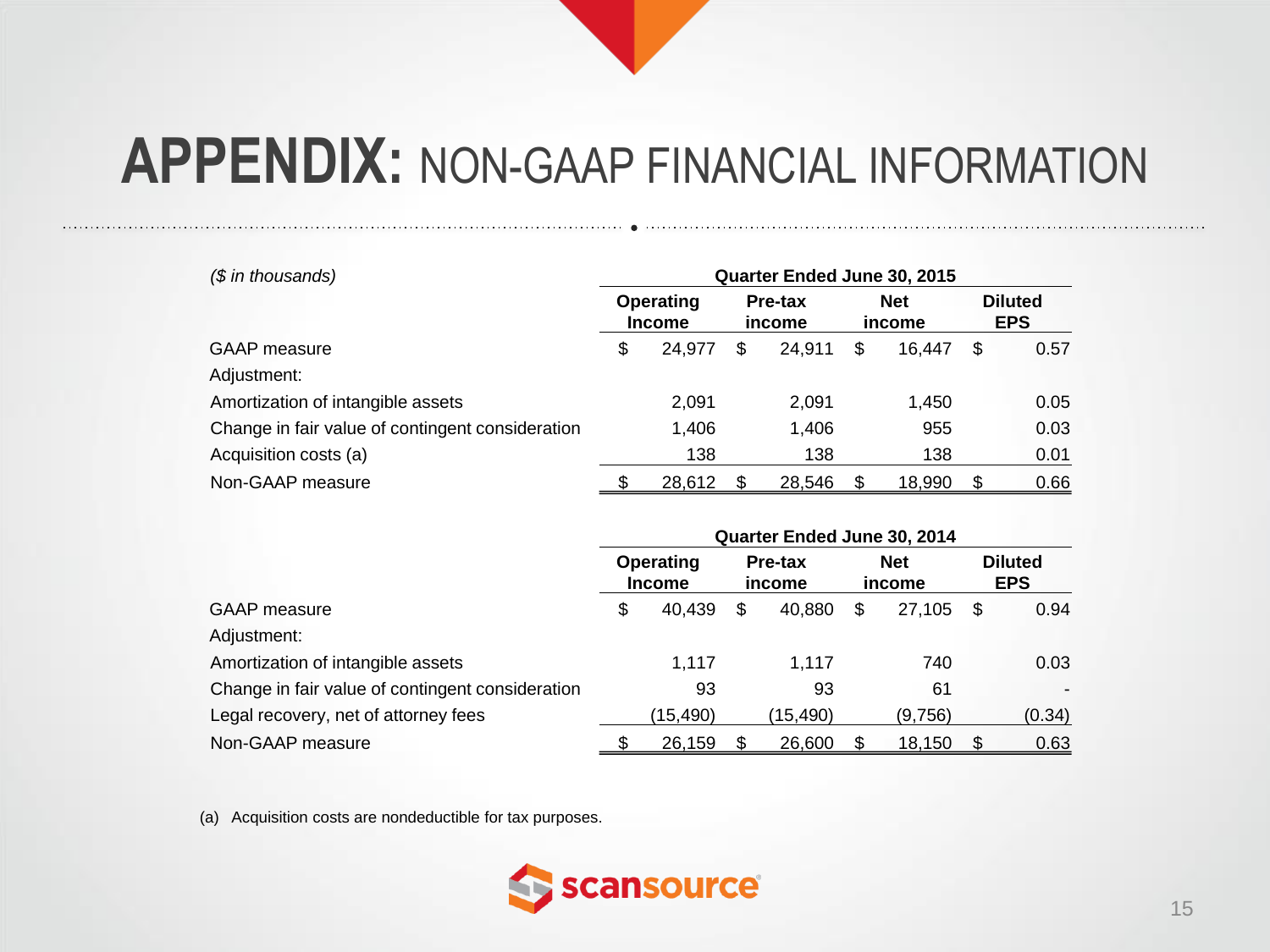# APPENDIX: NON-GAAP FINANCIAL INFORMATION

*($ in thousands)*

| | Quarter Ended June 30, 2015 | | | |
|---|---|---|---|---|
| | Operating Income | Pre-tax income | Net income | Diluted EPS |
| GAAP measure | $ 24,977 | $ 24,911 | $ 16,447 | $ 0.57 |
| Adjustment: | | | | |
| Amortization of intangible assets | 2,091 | 2,091 | 1,450 | 0.05 |
| Change in fair value of contingent consideration | 1,406 | 1,406 | 955 | 0.03 |
| Acquisition costs (a) | 138 | 138 | 138 | 0.01 |
| Non-GAAP measure | $ 28,612 | $ 28,546 | $ 18,990 | $ 0.66 |

| | Quarter Ended June 30, 2014 | | | |
|---|---|---|---|---|
| | Operating Income | Pre-tax income | Net income | Diluted EPS |
| GAAP measure | $ 40,439 | $ 40,880 | $ 27,105 | $ 0.94 |
| Adjustment: | | | | |
| Amortization of intangible assets | 1,117 | 1,117 | 740 | 0.03 |
| Change in fair value of contingent consideration | 93 | 93 | 61 | - |
| Legal recovery, net of attorney fees | (15,490) | (15,490) | (9,756) | (0.34) |
| Non-GAAP measure | $ 26,159 | $ 26,600 | $ 18,150 | $ 0.63 |

(a) Acquisition costs are nondeductible for tax purposes.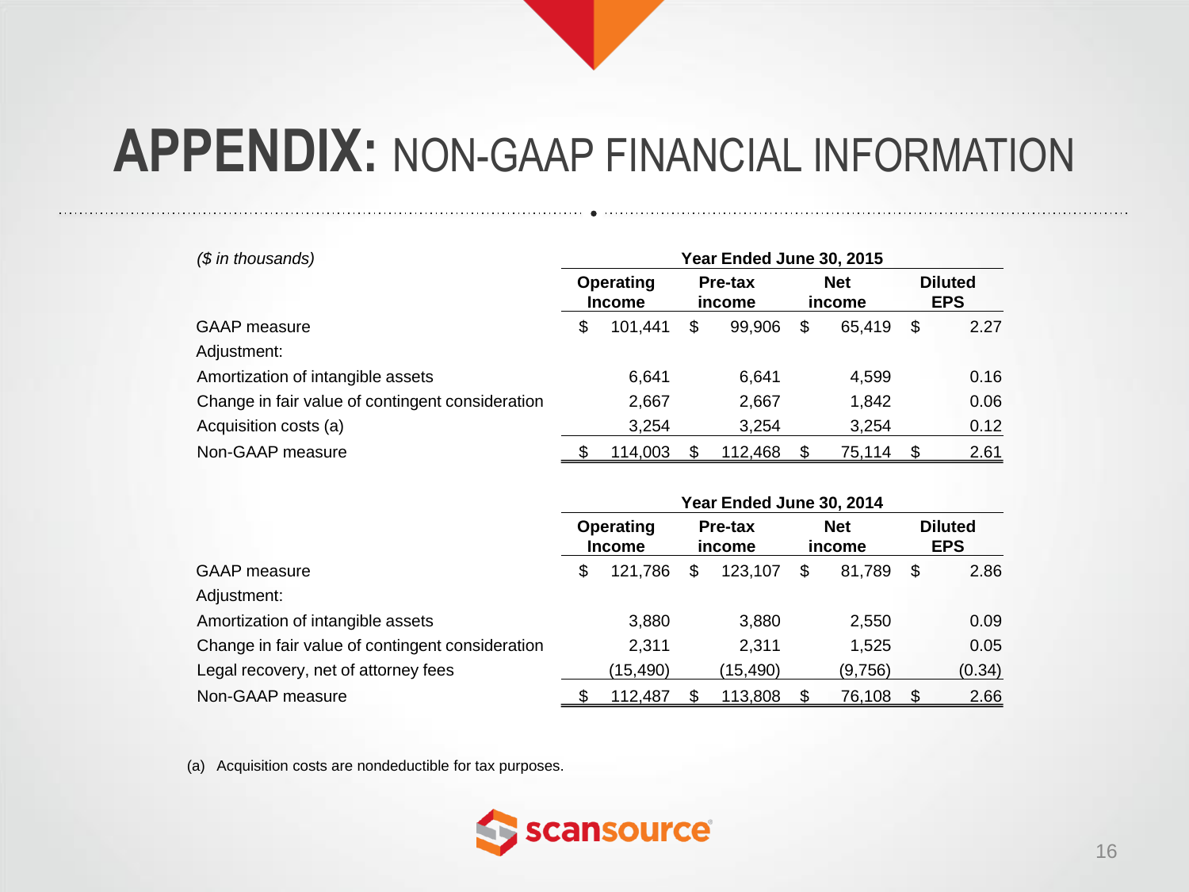# APPENDIX: NON-GAAP FINANCIAL INFORMATION

| *($ in thousands)* | Year Ended June 30, 2015 | | | |
|---|---|---|---|---|
| | Operating Income | Pre-tax income | Net income | Diluted EPS |
| GAAP measure | $ 101,441 | $ 99,906 | $ 65,419 | $ 2.27 |
| Adjustment: | | | | |
| Amortization of intangible assets | 6,641 | 6,641 | 4,599 | 0.16 |
| Change in fair value of contingent consideration | 2,667 | 2,667 | 1,842 | 0.06 |
| Acquisition costs (a) | 3,254 | 3,254 | 3,254 | 0.12 |
| Non-GAAP measure | $ 114,003 | $ 112,468 | $ 75,114 | $ 2.61 |

| | Year Ended June 30, 2014 | | | |
|---|---|---|---|---|
| | Operating Income | Pre-tax income | Net income | Diluted EPS |
| GAAP measure | $ 121,786 | $ 123,107 | $ 81,789 | $ 2.86 |
| Adjustment: | | | | |
| Amortization of intangible assets | 3,880 | 3,880 | 2,550 | 0.09 |
| Change in fair value of contingent consideration | 2,311 | 2,311 | 1,525 | 0.05 |
| Legal recovery, net of attorney fees | (15,490) | (15,490) | (9,756) | (0.34) |
| Non-GAAP measure | $ 112,487 | $ 113,808 | $ 76,108 | $ 2.66 |

(a) Acquisition costs are nondeductible for tax purposes.

scansource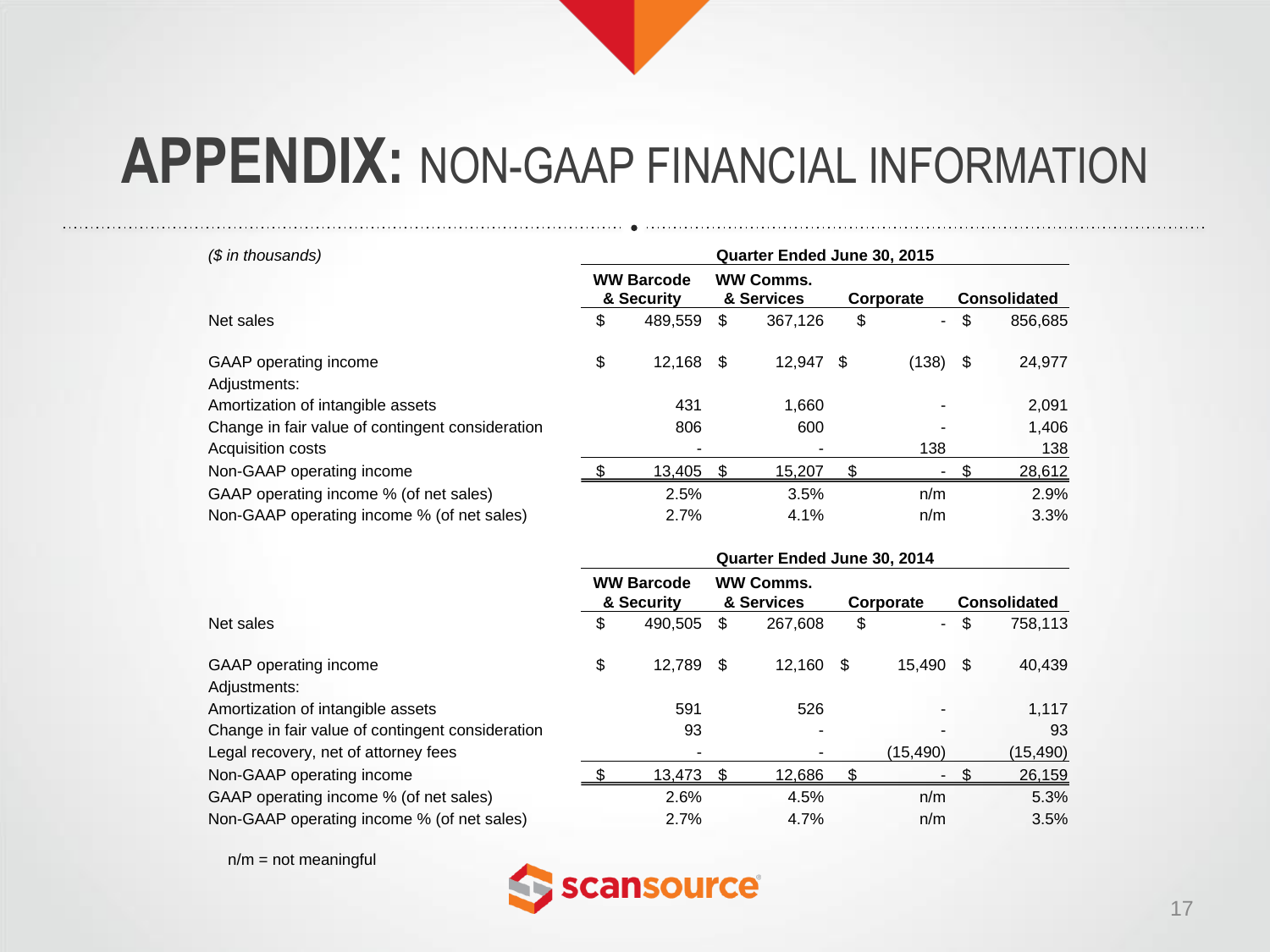# APPENDIX: NON-GAAP FINANCIAL INFORMATION

| *($ in thousands)* | Quarter Ended June 30, 2015 | | | |
|---|---|---|---|---|
| | WW Barcode & Security | WW Comms. & Services | Corporate | Consolidated |
| Net sales | $ 489,559 | $ 367,126 | $ - | $ 856,685 |
| GAAP operating income | $ 12,168 | $ 12,947 | $ (138) | $ 24,977 |
| Adjustments: | | | | |
| Amortization of intangible assets | 431 | 1,660 | - | 2,091 |
| Change in fair value of contingent consideration | 806 | 600 | - | 1,406 |
| Acquisition costs | - | - | 138 | 138 |
| Non-GAAP operating income | $ 13,405 | $ 15,207 | $ - | $ 28,612 |
| GAAP operating income % (of net sales) | 2.5% | 3.5% | n/m | 2.9% |
| Non-GAAP operating income % (of net sales) | 2.7% | 4.1% | n/m | 3.3% |

| | Quarter Ended June 30, 2014 | | | |
|---|---|---|---|---|
| | WW Barcode & Security | WW Comms. & Services | Corporate | Consolidated |
| Net sales | $ 490,505 | $ 267,608 | $ - | $ 758,113 |
| GAAP operating income | $ 12,789 | $ 12,160 | $ 15,490 | $ 40,439 |
| Adjustments: | | | | |
| Amortization of intangible assets | 591 | 526 | - | 1,117 |
| Change in fair value of contingent consideration | 93 | - | - | 93 |
| Legal recovery, net of attorney fees | - | - | (15,490) | (15,490) |
| Non-GAAP operating income | $ 13,473 | $ 12,686 | $ - | $ 26,159 |
| GAAP operating income % (of net sales) | 2.6% | 4.5% | n/m | 5.3% |
| Non-GAAP operating income % (of net sales) | 2.7% | 4.7% | n/m | 3.5% |

n/m = not meaningful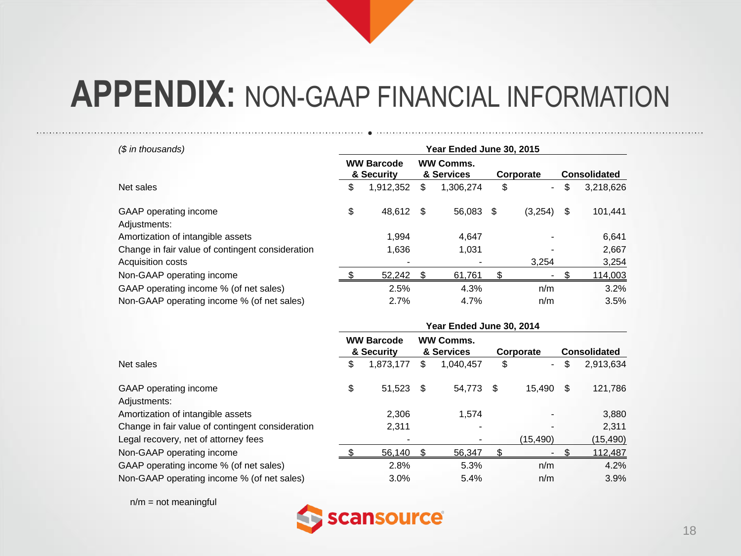# APPENDIX: NON-GAAP FINANCIAL INFORMATION

*($ in thousands)*

| | Year Ended June 30, 2015 | | | |
|---|---|---|---|---|
| | WW Barcode & Security | WW Comms. & Services | Corporate | Consolidated |
| Net sales | $ 1,912,352 | $ 1,306,274 | $ - | $ 3,218,626 |
| GAAP operating income | $ 48,612 | $ 56,083 | $ (3,254) | $ 101,441 |
| Adjustments: | | | | |
| Amortization of intangible assets | 1,994 | 4,647 | - | 6,641 |
| Change in fair value of contingent consideration | 1,636 | 1,031 | - | 2,667 |
| Acquisition costs | - | - | 3,254 | 3,254 |
| Non-GAAP operating income | $ 52,242 | $ 61,761 | $ - | $ 114,003 |
| GAAP operating income % (of net sales) | 2.5% | 4.3% | n/m | 3.2% |
| Non-GAAP operating income % (of net sales) | 2.7% | 4.7% | n/m | 3.5% |

| | Year Ended June 30, 2014 | | | |
|---|---|---|---|---|
| | WW Barcode & Security | WW Comms. & Services | Corporate | Consolidated |
| Net sales | $ 1,873,177 | $ 1,040,457 | $ - | $ 2,913,634 |
| GAAP operating income | $ 51,523 | $ 54,773 | $ 15,490 | $ 121,786 |
| Adjustments: | | | | |
| Amortization of intangible assets | 2,306 | 1,574 | - | 3,880 |
| Change in fair value of contingent consideration | 2,311 | - | - | 2,311 |
| Legal recovery, net of attorney fees | - | - | (15,490) | (15,490) |
| Non-GAAP operating income | $ 56,140 | $ 56,347 | $ - | $ 112,487 |
| GAAP operating income % (of net sales) | 2.8% | 5.3% | n/m | 4.2% |
| Non-GAAP operating income % (of net sales) | 3.0% | 5.4% | n/m | 3.9% |

n/m = not meaningful

scansource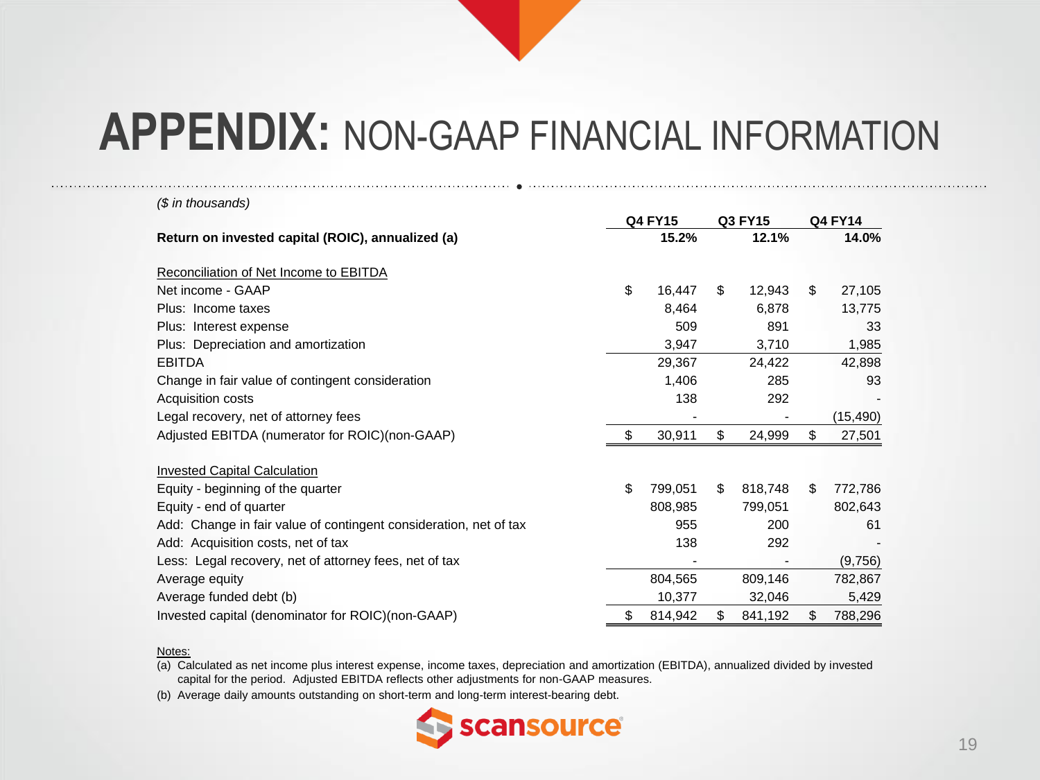# APPENDIX: NON-GAAP FINANCIAL INFORMATION

*($ in thousands)*

| | Q4 FY15 | Q3 FY15 | Q4 FY14 |
|---|---|---|---|
| **Return on invested capital (ROIC), annualized (a)** | **15.2%** | **12.1%** | **14.0%** |
| | | | |
| Reconciliation of Net Income to EBITDA | | | |
| Net income - GAAP | $ 16,447 | $ 12,943 | $ 27,105 |
| Plus: Income taxes | 8,464 | 6,878 | 13,775 |
| Plus: Interest expense | 509 | 891 | 33 |
| Plus: Depreciation and amortization | 3,947 | 3,710 | 1,985 |
| EBITDA | 29,367 | 24,422 | 42,898 |
| Change in fair value of contingent consideration | 1,406 | 285 | 93 |
| Acquisition costs | 138 | 292 | - |
| Legal recovery, net of attorney fees | - | - | (15,490) |
| Adjusted EBITDA (numerator for ROIC)(non-GAAP) | $ 30,911 | $ 24,999 | $ 27,501 |
| | | | |
| Invested Capital Calculation | | | |
| Equity - beginning of the quarter | $ 799,051 | $ 818,748 | $ 772,786 |
| Equity - end of quarter | 808,985 | 799,051 | 802,643 |
| Add: Change in fair value of contingent consideration, net of tax | 955 | 200 | 61 |
| Add: Acquisition costs, net of tax | 138 | 292 | - |
| Less: Legal recovery, net of attorney fees, net of tax | - | - | (9,756) |
| Average equity | 804,565 | 809,146 | 782,867 |
| Average funded debt (b) | 10,377 | 32,046 | 5,429 |
| Invested capital (denominator for ROIC)(non-GAAP) | $ 814,942 | $ 841,192 | $ 788,296 |

Notes:

(a) Calculated as net income plus interest expense, income taxes, depreciation and amortization (EBITDA), annualized divided by invested capital for the period. Adjusted EBITDA reflects other adjustments for non-GAAP measures.

(b) Average daily amounts outstanding on short-term and long-term interest-bearing debt.

scansource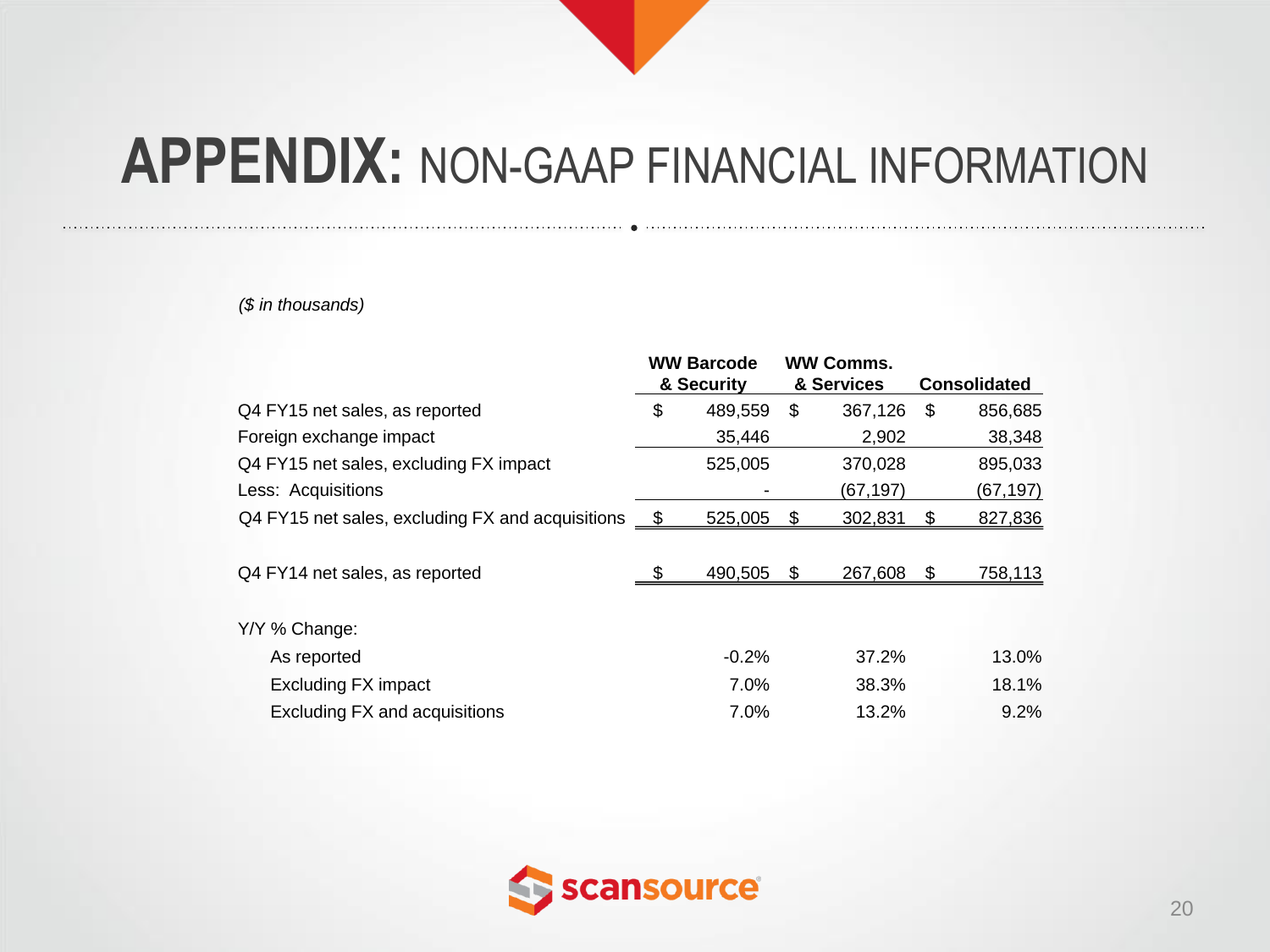# APPENDIX: NON-GAAP FINANCIAL INFORMATION

*($ in thousands)*

| | WW Barcode & Security | WW Comms. & Services | Consolidated |
|---|---|---|---|
| Q4 FY15 net sales, as reported | $ 489,559 | $ 367,126 | $ 856,685 |
| Foreign exchange impact | 35,446 | 2,902 | 38,348 |
| Q4 FY15 net sales, excluding FX impact | 525,005 | 370,028 | 895,033 |
| Less: Acquisitions | - | (67,197) | (67,197) |
| Q4 FY15 net sales, excluding FX and acquisitions | $ 525,005 | $ 302,831 | $ 827,836 |
| | | | |
| Q4 FY14 net sales, as reported | $ 490,505 | $ 267,608 | $ 758,113 |
| | | | |
| Y/Y % Change: | | | |
| As reported | -0.2% | 37.2% | 13.0% |
| Excluding FX impact | 7.0% | 38.3% | 18.1% |
| Excluding FX and acquisitions | 7.0% | 13.2% | 9.2% |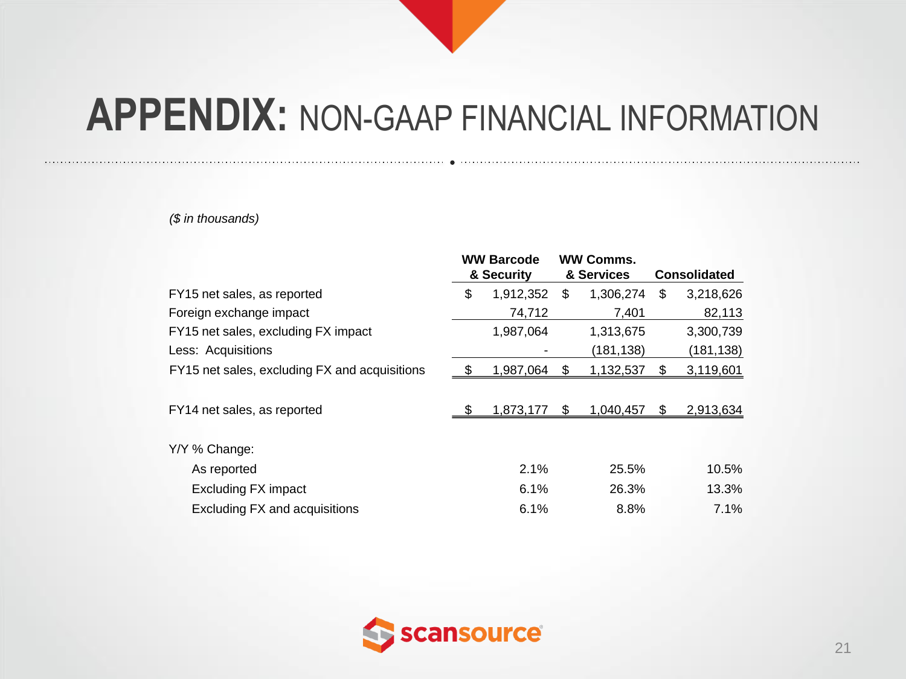# APPENDIX: NON-GAAP FINANCIAL INFORMATION

*($ in thousands)*

| | WW Barcode & Security | WW Comms. & Services | Consolidated |
|---|---|---|---|
| FY15 net sales, as reported | $ 1,912,352 | $ 1,306,274 | $ 3,218,626 |
| Foreign exchange impact | 74,712 | 7,401 | 82,113 |
| FY15 net sales, excluding FX impact | 1,987,064 | 1,313,675 | 3,300,739 |
| Less: Acquisitions | - | (181,138) | (181,138) |
| FY15 net sales, excluding FX and acquisitions | $ 1,987,064 | $ 1,132,537 | $ 3,119,601 |
| | | | |
| FY14 net sales, as reported | $ 1,873,177 | $ 1,040,457 | $ 2,913,634 |
| | | | |
| Y/Y % Change: | | | |
| As reported | 2.1% | 25.5% | 10.5% |
| Excluding FX impact | 6.1% | 26.3% | 13.3% |
| Excluding FX and acquisitions | 6.1% | 8.8% | 7.1% |

scansource®